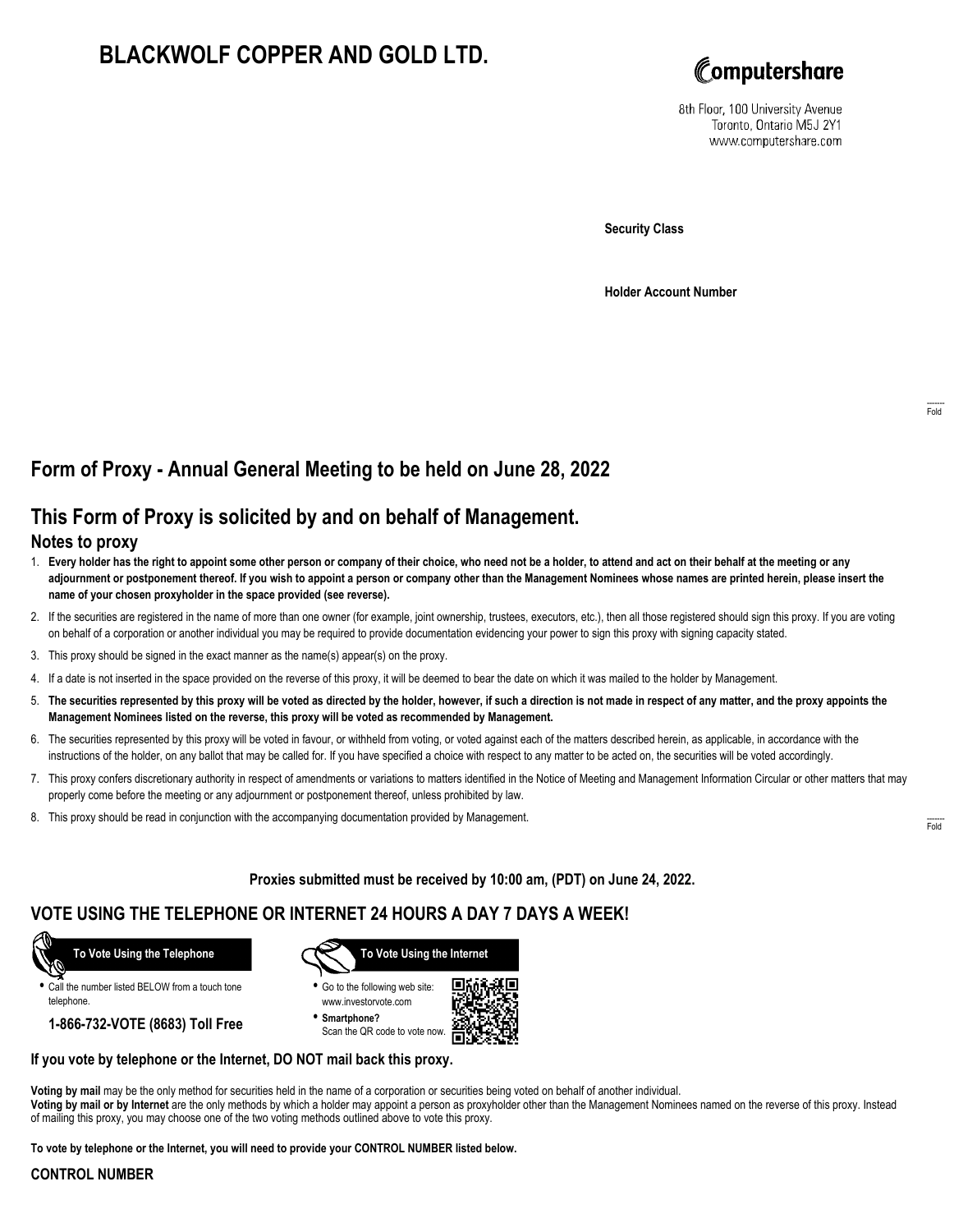# BLACKWOLF COPPER AND GOLD LTD.

Computershare
8th Floor, 100 University Avenue
Toronto, Ontario M5J 2Y1
www.computershare.com

**Security Class**

**Holder Account Number**

## Form of Proxy - Annual General Meeting to be held on June 28, 2022

## This Form of Proxy is solicited by and on behalf of Management.

### Notes to proxy

1. **Every holder has the right to appoint some other person or company of their choice, who need not be a holder, to attend and act on their behalf at the meeting or any adjournment or postponement thereof. If you wish to appoint a person or company other than the Management Nominees whose names are printed herein, please insert the name of your chosen proxyholder in the space provided (see reverse).**
2. If the securities are registered in the name of more than one owner (for example, joint ownership, trustees, executors, etc.), then all those registered should sign this proxy. If you are voting on behalf of a corporation or another individual you may be required to provide documentation evidencing your power to sign this proxy with signing capacity stated.
3. This proxy should be signed in the exact manner as the name(s) appear(s) on the proxy.
4. If a date is not inserted in the space provided on the reverse of this proxy, it will be deemed to bear the date on which it was mailed to the holder by Management.
5. **The securities represented by this proxy will be voted as directed by the holder, however, if such a direction is not made in respect of any matter, and the proxy appoints the Management Nominees listed on the reverse, this proxy will be voted as recommended by Management.**
6. The securities represented by this proxy will be voted in favour, or withheld from voting, or voted against each of the matters described herein, as applicable, in accordance with the instructions of the holder, on any ballot that may be called for. If you have specified a choice with respect to any matter to be acted on, the securities will be voted accordingly.
7. This proxy confers discretionary authority in respect of amendments or variations to matters identified in the Notice of Meeting and Management Information Circular or other matters that may properly come before the meeting or any adjournment or postponement thereof, unless prohibited by law.
8. This proxy should be read in conjunction with the accompanying documentation provided by Management.

**Proxies submitted must be received by 10:00 am, (PDT) on June 24, 2022.**

## VOTE USING THE TELEPHONE OR INTERNET 24 HOURS A DAY 7 DAYS A WEEK!

**To Vote Using the Telephone**

- Call the number listed BELOW from a touch tone telephone.

**1-866-732-VOTE (8683) Toll Free**

**To Vote Using the Internet**

- Go to the following web site: www.investorvote.com
- **Smartphone?** Scan the QR code to vote now.

**If you vote by telephone or the Internet, DO NOT mail back this proxy.**

**Voting by mail** may be the only method for securities held in the name of a corporation or securities being voted on behalf of another individual.
**Voting by mail or by Internet** are the only methods by which a holder may appoint a person as proxyholder other than the Management Nominees named on the reverse of this proxy. Instead of mailing this proxy, you may choose one of the two voting methods outlined above to vote this proxy.

**To vote by telephone or the Internet, you will need to provide your CONTROL NUMBER listed below.**

**CONTROL NUMBER**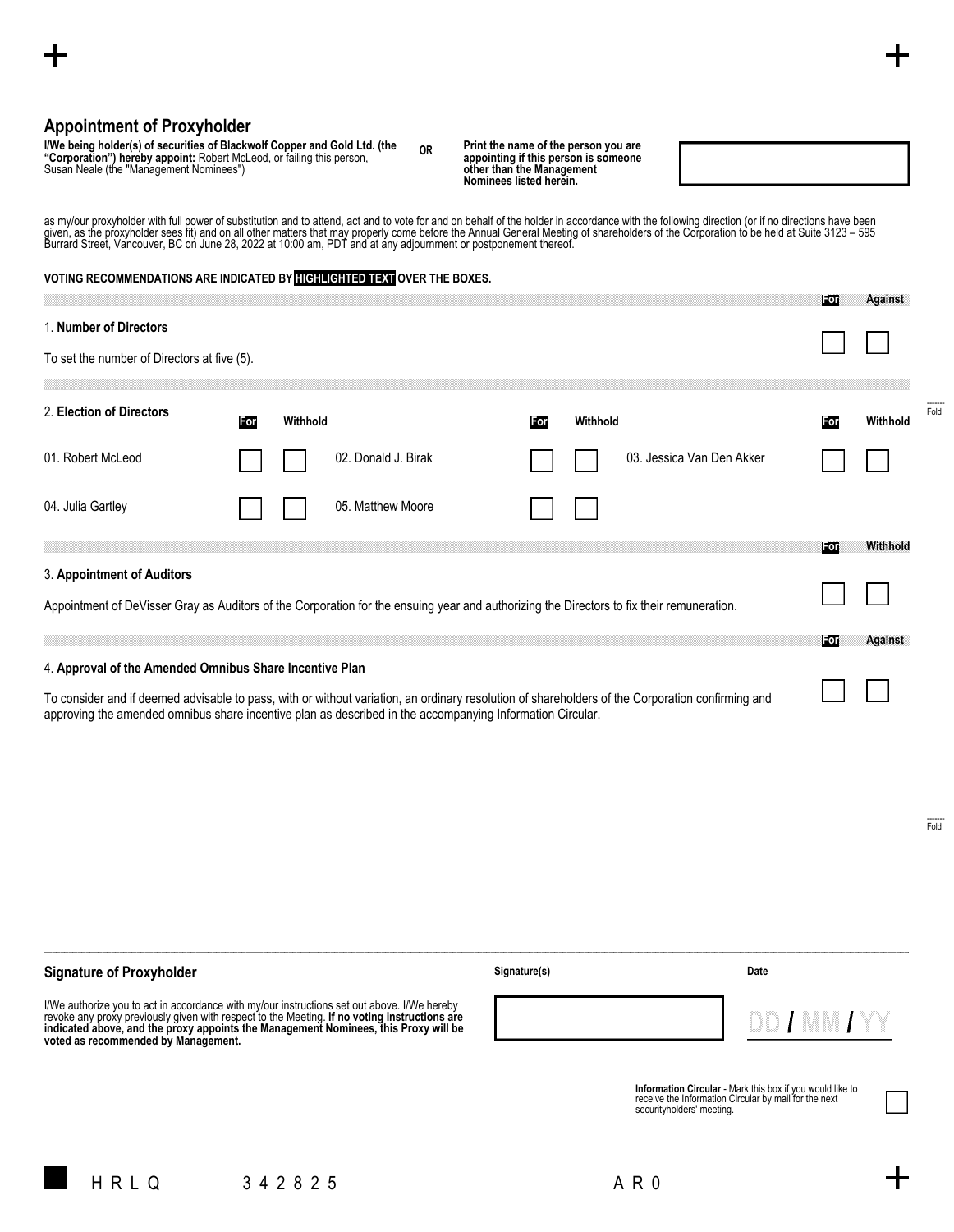## Appointment of Proxyholder

**I/We being holder(s) of securities of Blackwolf Copper and Gold Ltd. (the "Corporation") hereby appoint:** Robert McLeod, or failing this person, Susan Neale (the "Management Nominees")

**OR**

**Print the name of the person you are appointing if this person is someone other than the Management Nominees listed herein.**

as my/our proxyholder with full power of substitution and to attend, act and to vote for and on behalf of the holder in accordance with the following direction (or if no directions have been given, as the proxyholder sees fit) and on all other matters that may properly come before the Annual General Meeting of shareholders of the Corporation to be held at Suite 3123 – 595 Burrard Street, Vancouver, BC on June 28, 2022 at 10:00 am, PDT and at any adjournment or postponement thereof.

**VOTING RECOMMENDATIONS ARE INDICATED BY HIGHLIGHTED TEXT OVER THE BOXES.**

| | For | Against |
|---|---|---|
| 1. **Number of Directors**<br>To set the number of Directors at five (5). | ☐ | ☐ |

2. **Election of Directors**

| | For | Withhold | | For | Withhold | | For | Withhold |
|---|---|---|---|---|---|---|---|---|
| 01. Robert McLeod | ☐ | ☐ | 02. Donald J. Birak | ☐ | ☐ | 03. Jessica Van Den Akker | ☐ | ☐ |
| 04. Julia Gartley | ☐ | ☐ | 05. Matthew Moore | ☐ | ☐ | | | |

| | For | Withhold |
|---|---|---|
| 3. **Appointment of Auditors**<br>Appointment of DeVisser Gray as Auditors of the Corporation for the ensuing year and authorizing the Directors to fix their remuneration. | ☐ | ☐ |

| | For | Against |
|---|---|---|
| 4. **Approval of the Amended Omnibus Share Incentive Plan**<br>To consider and if deemed advisable to pass, with or without variation, an ordinary resolution of shareholders of the Corporation confirming and approving the amended omnibus share incentive plan as described in the accompanying Information Circular. | ☐ | ☐ |

### Signature of Proxyholder

I/We authorize you to act in accordance with my/our instructions set out above. I/We hereby revoke any proxy previously given with respect to the Meeting. **If no voting instructions are indicated above, and the proxy appoints the Management Nominees, this Proxy will be voted as recommended by Management.**

Signature(s)

Date

DD / MM / YY

**Information Circular** - Mark this box if you would like to receive the Information Circular by mail for the next securityholders' meeting. ☐

H R L Q 3 4 2 8 2 5 A R 0